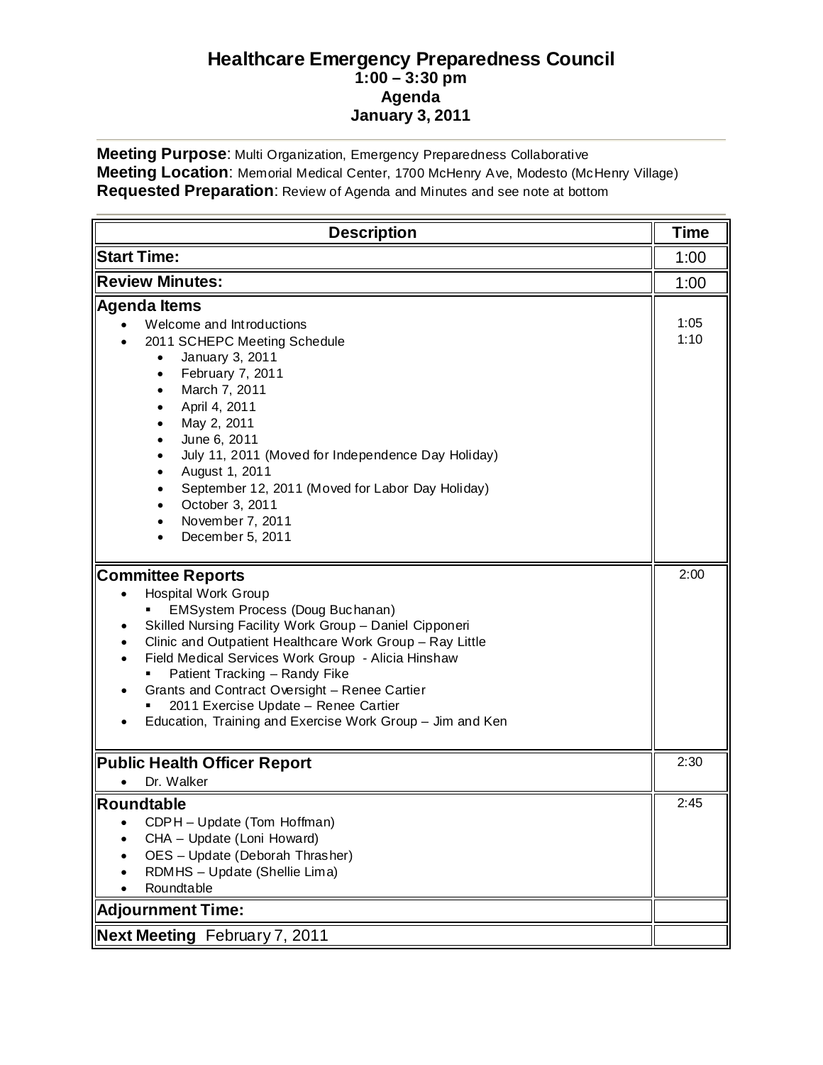# Healthcare Emergency Preparedness Council
**1:00 – 3:30 pm**
**Agenda**
**January 3, 2011**

**Meeting Purpose**: Multi Organization, Emergency Preparedness Collaborative
**Meeting Location**: Memorial Medical Center, 1700 McHenry Ave, Modesto (McHenry Village)
**Requested Preparation**: Review of Agenda and Minutes and see note at bottom

| Description | Time |
|---|---|
| **Start Time:** | 1:00 |
| **Review Minutes:** | 1:00 |
| **Agenda Items**<br>• Welcome and Introductions<br>• 2011 SCHEPC Meeting Schedule<br>  • January 3, 2011<br>  • February 7, 2011<br>  • March 7, 2011<br>  • April 4, 2011<br>  • May 2, 2011<br>  • June 6, 2011<br>  • July 11, 2011 (Moved for Independence Day Holiday)<br>  • August 1, 2011<br>  • September 12, 2011 (Moved for Labor Day Holiday)<br>  • October 3, 2011<br>  • November 7, 2011<br>  • December 5, 2011 | 1:05<br>1:10 |
| **Committee Reports**<br>• Hospital Work Group<br>  ▪ EMSystem Process (Doug Buchanan)<br>• Skilled Nursing Facility Work Group – Daniel Cipponeri<br>• Clinic and Outpatient Healthcare Work Group – Ray Little<br>• Field Medical Services Work Group - Alicia Hinshaw<br>  ▪ Patient Tracking – Randy Fike<br>• Grants and Contract Oversight – Renee Cartier<br>  ▪ 2011 Exercise Update – Renee Cartier<br>• Education, Training and Exercise Work Group – Jim and Ken | 2:00 |
| **Public Health Officer Report**<br>• Dr. Walker | 2:30 |
| **Roundtable**<br>• CDPH – Update (Tom Hoffman)<br>• CHA – Update (Loni Howard)<br>• OES – Update (Deborah Thrasher)<br>• RDMHS – Update (Shellie Lima)<br>• Roundtable | 2:45 |
| **Adjournment Time:** | |
| **Next Meeting** February 7, 2011 | |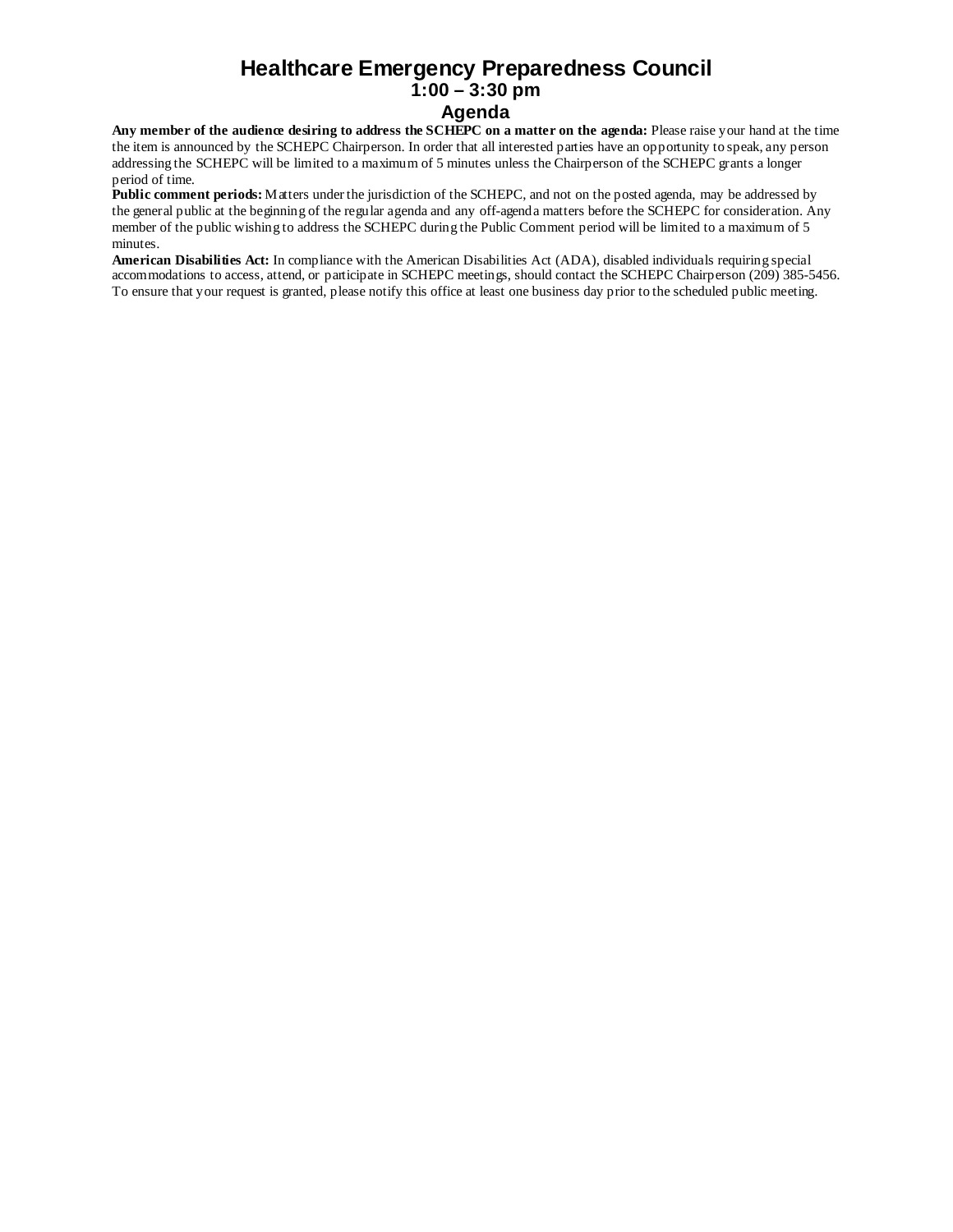# Healthcare Emergency Preparedness Council

## 1:00 – 3:30 pm

## Agenda

**Any member of the audience desiring to address the SCHEPC on a matter on the agenda:** Please raise your hand at the time the item is announced by the SCHEPC Chairperson. In order that all interested parties have an opportunity to speak, any person addressing the SCHEPC will be limited to a maximum of 5 minutes unless the Chairperson of the SCHEPC grants a longer period of time.

**Public comment periods:** Matters under the jurisdiction of the SCHEPC, and not on the posted agenda, may be addressed by the general public at the beginning of the regular agenda and any off-agenda matters before the SCHEPC for consideration. Any member of the public wishing to address the SCHEPC during the Public Comment period will be limited to a maximum of 5 minutes.

**American Disabilities Act:** In compliance with the American Disabilities Act (ADA), disabled individuals requiring special accommodations to access, attend, or participate in SCHEPC meetings, should contact the SCHEPC Chairperson (209) 385-5456. To ensure that your request is granted, please notify this office at least one business day prior to the scheduled public meeting.